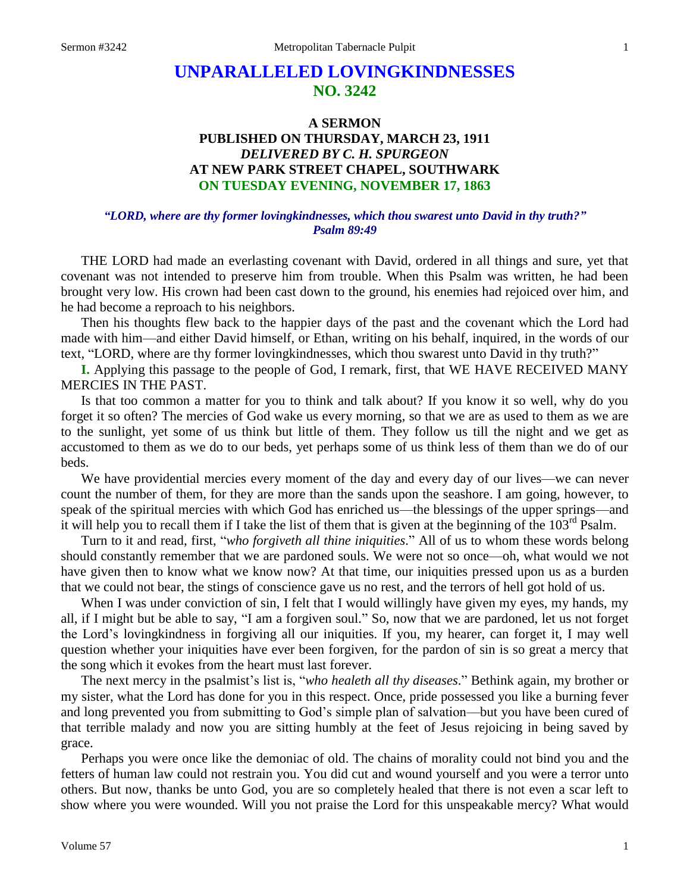# UNPARALLELED LOVINGKINDNESSES
## NO. 3242

### A SERMON
### PUBLISHED ON THURSDAY, MARCH 23, 1911
### *DELIVERED BY C. H. SPURGEON*
### AT NEW PARK STREET CHAPEL, SOUTHWARK
### ON TUESDAY EVENING, NOVEMBER 17, 1863

***"LORD, where are thy former lovingkindnesses, which thou swarest unto David in thy truth?" Psalm 89:49***

THE LORD had made an everlasting covenant with David, ordered in all things and sure, yet that covenant was not intended to preserve him from trouble. When this Psalm was written, he had been brought very low. His crown had been cast down to the ground, his enemies had rejoiced over him, and he had become a reproach to his neighbors.

Then his thoughts flew back to the happier days of the past and the covenant which the Lord had made with him—and either David himself, or Ethan, writing on his behalf, inquired, in the words of our text, "LORD, where are thy former lovingkindnesses, which thou swarest unto David in thy truth?"

**I.** Applying this passage to the people of God, I remark, first, that WE HAVE RECEIVED MANY MERCIES IN THE PAST.

Is that too common a matter for you to think and talk about? If you know it so well, why do you forget it so often? The mercies of God wake us every morning, so that we are as used to them as we are to the sunlight, yet some of us think but little of them. They follow us till the night and we get as accustomed to them as we do to our beds, yet perhaps some of us think less of them than we do of our beds.

We have providential mercies every moment of the day and every day of our lives—we can never count the number of them, for they are more than the sands upon the seashore. I am going, however, to speak of the spiritual mercies with which God has enriched us—the blessings of the upper springs—and it will help you to recall them if I take the list of them that is given at the beginning of the 103rd Psalm.

Turn to it and read, first, "*who forgiveth all thine iniquities*." All of us to whom these words belong should constantly remember that we are pardoned souls. We were not so once—oh, what would we not have given then to know what we know now? At that time, our iniquities pressed upon us as a burden that we could not bear, the stings of conscience gave us no rest, and the terrors of hell got hold of us.

When I was under conviction of sin, I felt that I would willingly have given my eyes, my hands, my all, if I might but be able to say, "I am a forgiven soul." So, now that we are pardoned, let us not forget the Lord's lovingkindness in forgiving all our iniquities. If you, my hearer, can forget it, I may well question whether your iniquities have ever been forgiven, for the pardon of sin is so great a mercy that the song which it evokes from the heart must last forever.

The next mercy in the psalmist's list is, "*who healeth all thy diseases*." Bethink again, my brother or my sister, what the Lord has done for you in this respect. Once, pride possessed you like a burning fever and long prevented you from submitting to God's simple plan of salvation—but you have been cured of that terrible malady and now you are sitting humbly at the feet of Jesus rejoicing in being saved by grace.

Perhaps you were once like the demoniac of old. The chains of morality could not bind you and the fetters of human law could not restrain you. You did cut and wound yourself and you were a terror unto others. But now, thanks be unto God, you are so completely healed that there is not even a scar left to show where you were wounded. Will you not praise the Lord for this unspeakable mercy? What would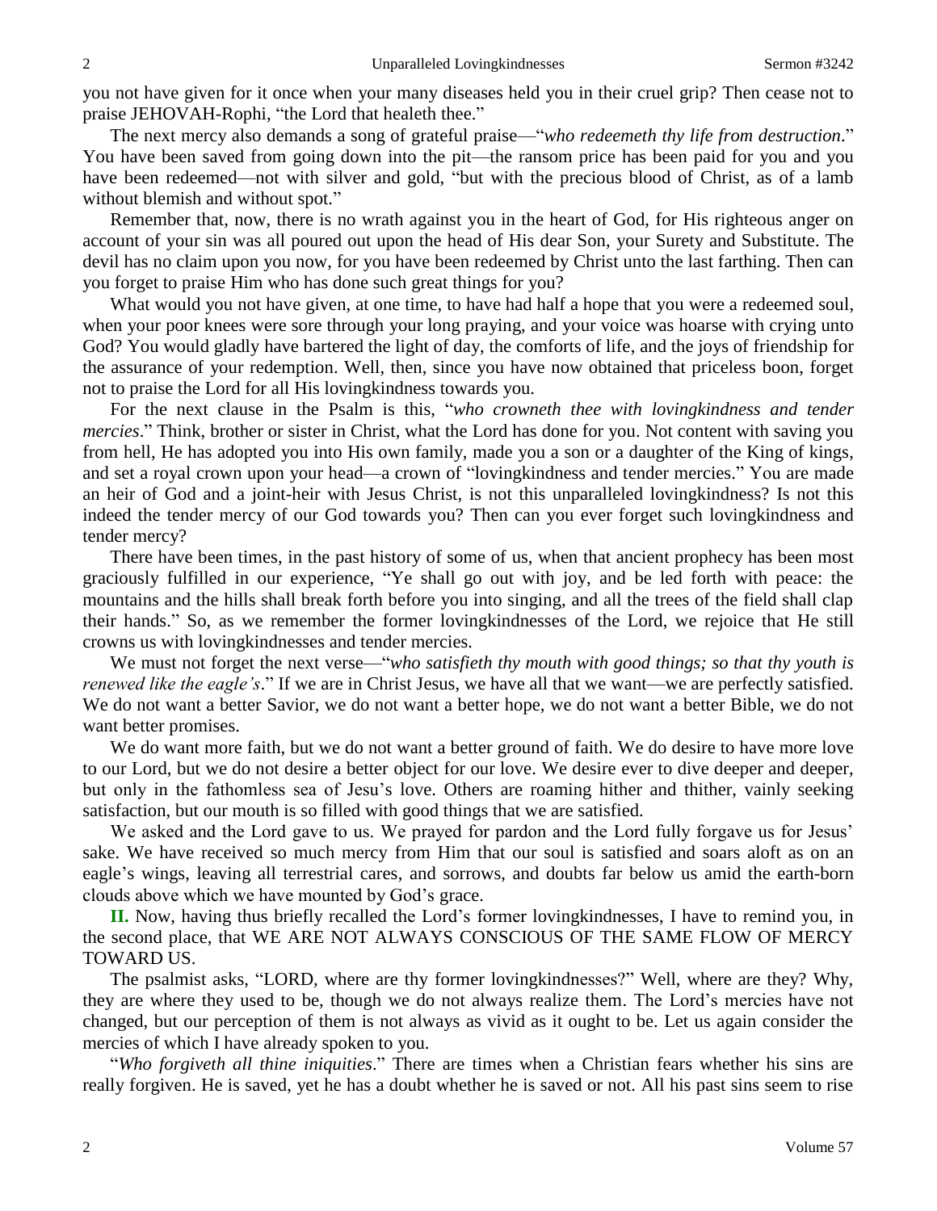you not have given for it once when your many diseases held you in their cruel grip? Then cease not to praise JEHOVAH-Rophi, "the Lord that healeth thee."

The next mercy also demands a song of grateful praise—"*who redeemeth thy life from destruction*." You have been saved from going down into the pit—the ransom price has been paid for you and you have been redeemed—not with silver and gold, "but with the precious blood of Christ, as of a lamb without blemish and without spot."

Remember that, now, there is no wrath against you in the heart of God, for His righteous anger on account of your sin was all poured out upon the head of His dear Son, your Surety and Substitute. The devil has no claim upon you now, for you have been redeemed by Christ unto the last farthing. Then can you forget to praise Him who has done such great things for you?

What would you not have given, at one time, to have had half a hope that you were a redeemed soul, when your poor knees were sore through your long praying, and your voice was hoarse with crying unto God? You would gladly have bartered the light of day, the comforts of life, and the joys of friendship for the assurance of your redemption. Well, then, since you have now obtained that priceless boon, forget not to praise the Lord for all His lovingkindness towards you.

For the next clause in the Psalm is this, "*who crowneth thee with lovingkindness and tender mercies*." Think, brother or sister in Christ, what the Lord has done for you. Not content with saving you from hell, He has adopted you into His own family, made you a son or a daughter of the King of kings, and set a royal crown upon your head—a crown of "lovingkindness and tender mercies." You are made an heir of God and a joint-heir with Jesus Christ, is not this unparalleled lovingkindness? Is not this indeed the tender mercy of our God towards you? Then can you ever forget such lovingkindness and tender mercy?

There have been times, in the past history of some of us, when that ancient prophecy has been most graciously fulfilled in our experience, "Ye shall go out with joy, and be led forth with peace: the mountains and the hills shall break forth before you into singing, and all the trees of the field shall clap their hands." So, as we remember the former lovingkindnesses of the Lord, we rejoice that He still crowns us with lovingkindnesses and tender mercies.

We must not forget the next verse—"*who satisfieth thy mouth with good things; so that thy youth is renewed like the eagle's*." If we are in Christ Jesus, we have all that we want—we are perfectly satisfied. We do not want a better Savior, we do not want a better hope, we do not want a better Bible, we do not want better promises.

We do want more faith, but we do not want a better ground of faith. We do desire to have more love to our Lord, but we do not desire a better object for our love. We desire ever to dive deeper and deeper, but only in the fathomless sea of Jesu's love. Others are roaming hither and thither, vainly seeking satisfaction, but our mouth is so filled with good things that we are satisfied.

We asked and the Lord gave to us. We prayed for pardon and the Lord fully forgave us for Jesus' sake. We have received so much mercy from Him that our soul is satisfied and soars aloft as on an eagle's wings, leaving all terrestrial cares, and sorrows, and doubts far below us amid the earth-born clouds above which we have mounted by God's grace.

**II.** Now, having thus briefly recalled the Lord's former lovingkindnesses, I have to remind you, in the second place, that WE ARE NOT ALWAYS CONSCIOUS OF THE SAME FLOW OF MERCY TOWARD US.

The psalmist asks, "LORD, where are thy former lovingkindnesses?" Well, where are they? Why, they are where they used to be, though we do not always realize them. The Lord's mercies have not changed, but our perception of them is not always as vivid as it ought to be. Let us again consider the mercies of which I have already spoken to you.

"*Who forgiveth all thine iniquities*." There are times when a Christian fears whether his sins are really forgiven. He is saved, yet he has a doubt whether he is saved or not. All his past sins seem to rise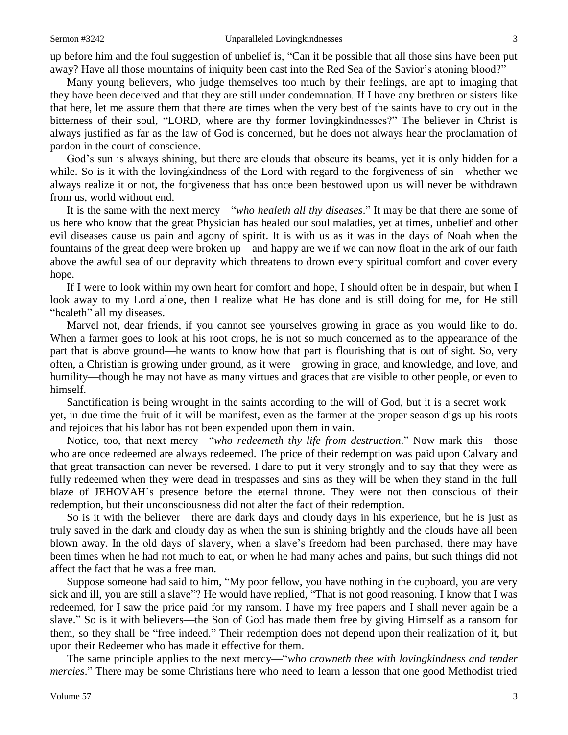up before him and the foul suggestion of unbelief is, "Can it be possible that all those sins have been put away? Have all those mountains of iniquity been cast into the Red Sea of the Savior's atoning blood?"

Many young believers, who judge themselves too much by their feelings, are apt to imaging that they have been deceived and that they are still under condemnation. If I have any brethren or sisters like that here, let me assure them that there are times when the very best of the saints have to cry out in the bitterness of their soul, "LORD, where are thy former lovingkindnesses?" The believer in Christ is always justified as far as the law of God is concerned, but he does not always hear the proclamation of pardon in the court of conscience.

God's sun is always shining, but there are clouds that obscure its beams, yet it is only hidden for a while. So is it with the lovingkindness of the Lord with regard to the forgiveness of sin—whether we always realize it or not, the forgiveness that has once been bestowed upon us will never be withdrawn from us, world without end.

It is the same with the next mercy—"*who healeth all thy diseases*." It may be that there are some of us here who know that the great Physician has healed our soul maladies, yet at times, unbelief and other evil diseases cause us pain and agony of spirit. It is with us as it was in the days of Noah when the fountains of the great deep were broken up—and happy are we if we can now float in the ark of our faith above the awful sea of our depravity which threatens to drown every spiritual comfort and cover every hope.

If I were to look within my own heart for comfort and hope, I should often be in despair, but when I look away to my Lord alone, then I realize what He has done and is still doing for me, for He still "healeth" all my diseases.

Marvel not, dear friends, if you cannot see yourselves growing in grace as you would like to do. When a farmer goes to look at his root crops, he is not so much concerned as to the appearance of the part that is above ground—he wants to know how that part is flourishing that is out of sight. So, very often, a Christian is growing under ground, as it were—growing in grace, and knowledge, and love, and humility—though he may not have as many virtues and graces that are visible to other people, or even to himself.

Sanctification is being wrought in the saints according to the will of God, but it is a secret work—yet, in due time the fruit of it will be manifest, even as the farmer at the proper season digs up his roots and rejoices that his labor has not been expended upon them in vain.

Notice, too, that next mercy—"*who redeemeth thy life from destruction*." Now mark this—those who are once redeemed are always redeemed. The price of their redemption was paid upon Calvary and that great transaction can never be reversed. I dare to put it very strongly and to say that they were as fully redeemed when they were dead in trespasses and sins as they will be when they stand in the full blaze of JEHOVAH's presence before the eternal throne. They were not then conscious of their redemption, but their unconsciousness did not alter the fact of their redemption.

So is it with the believer—there are dark days and cloudy days in his experience, but he is just as truly saved in the dark and cloudy day as when the sun is shining brightly and the clouds have all been blown away. In the old days of slavery, when a slave's freedom had been purchased, there may have been times when he had not much to eat, or when he had many aches and pains, but such things did not affect the fact that he was a free man.

Suppose someone had said to him, "My poor fellow, you have nothing in the cupboard, you are very sick and ill, you are still a slave"? He would have replied, "That is not good reasoning. I know that I was redeemed, for I saw the price paid for my ransom. I have my free papers and I shall never again be a slave." So is it with believers—the Son of God has made them free by giving Himself as a ransom for them, so they shall be "free indeed." Their redemption does not depend upon their realization of it, but upon their Redeemer who has made it effective for them.

The same principle applies to the next mercy—"*who crowneth thee with lovingkindness and tender mercies*." There may be some Christians here who need to learn a lesson that one good Methodist tried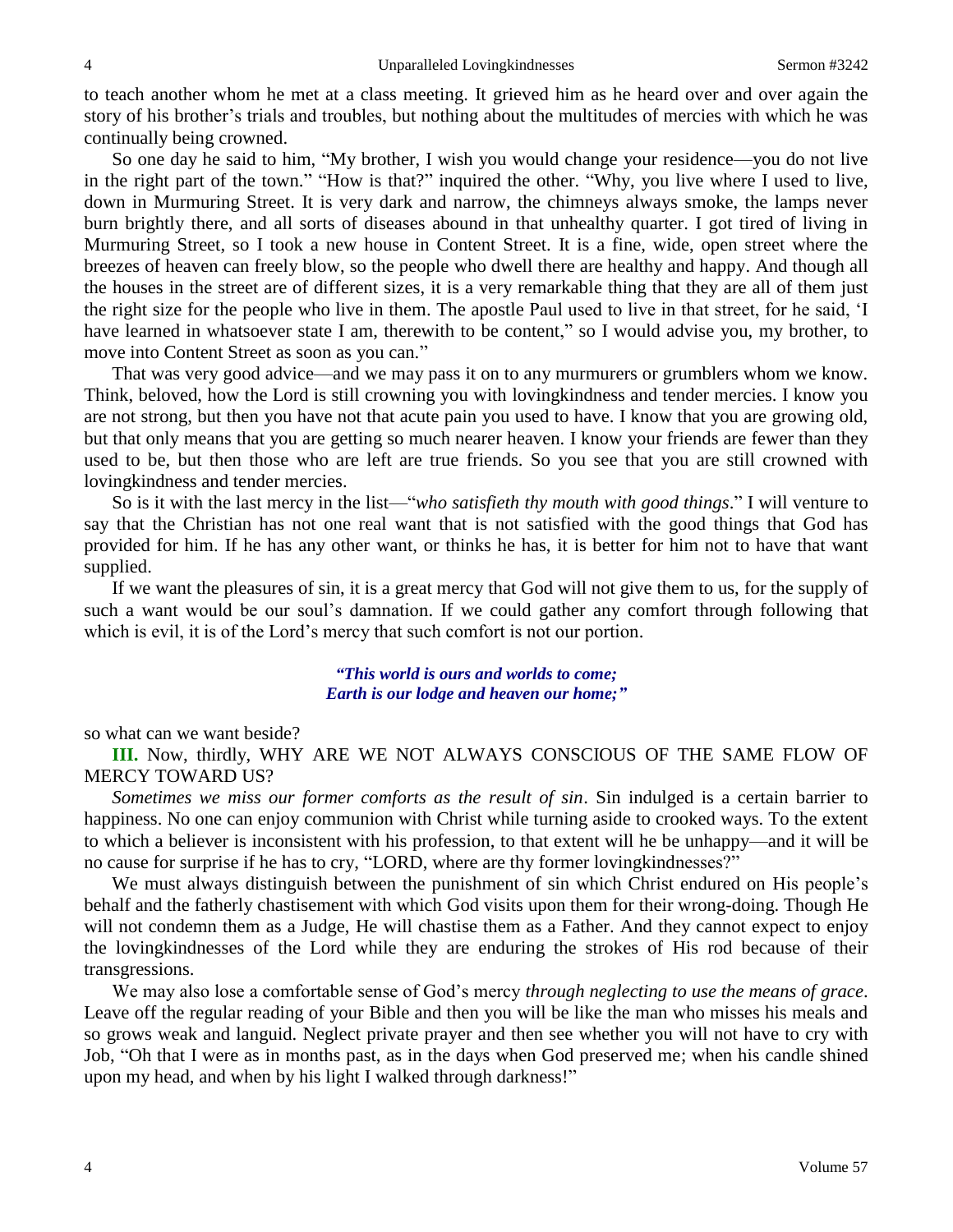to teach another whom he met at a class meeting. It grieved him as he heard over and over again the story of his brother's trials and troubles, but nothing about the multitudes of mercies with which he was continually being crowned.

So one day he said to him, "My brother, I wish you would change your residence—you do not live in the right part of the town." "How is that?" inquired the other. "Why, you live where I used to live, down in Murmuring Street. It is very dark and narrow, the chimneys always smoke, the lamps never burn brightly there, and all sorts of diseases abound in that unhealthy quarter. I got tired of living in Murmuring Street, so I took a new house in Content Street. It is a fine, wide, open street where the breezes of heaven can freely blow, so the people who dwell there are healthy and happy. And though all the houses in the street are of different sizes, it is a very remarkable thing that they are all of them just the right size for the people who live in them. The apostle Paul used to live in that street, for he said, 'I have learned in whatsoever state I am, therewith to be content," so I would advise you, my brother, to move into Content Street as soon as you can."

That was very good advice—and we may pass it on to any murmurers or grumblers whom we know. Think, beloved, how the Lord is still crowning you with lovingkindness and tender mercies. I know you are not strong, but then you have not that acute pain you used to have. I know that you are growing old, but that only means that you are getting so much nearer heaven. I know your friends are fewer than they used to be, but then those who are left are true friends. So you see that you are still crowned with lovingkindness and tender mercies.

So is it with the last mercy in the list—"*who satisfieth thy mouth with good things*." I will venture to say that the Christian has not one real want that is not satisfied with the good things that God has provided for him. If he has any other want, or thinks he has, it is better for him not to have that want supplied.

If we want the pleasures of sin, it is a great mercy that God will not give them to us, for the supply of such a want would be our soul's damnation. If we could gather any comfort through following that which is evil, it is of the Lord's mercy that such comfort is not our portion.

> ***"This world is ours and worlds to come;***
> ***Earth is our lodge and heaven our home;"***

so what can we want beside?

**III.** Now, thirdly, WHY ARE WE NOT ALWAYS CONSCIOUS OF THE SAME FLOW OF MERCY TOWARD US?

*Sometimes we miss our former comforts as the result of sin*. Sin indulged is a certain barrier to happiness. No one can enjoy communion with Christ while turning aside to crooked ways. To the extent to which a believer is inconsistent with his profession, to that extent will he be unhappy—and it will be no cause for surprise if he has to cry, "LORD, where are thy former lovingkindnesses?"

We must always distinguish between the punishment of sin which Christ endured on His people's behalf and the fatherly chastisement with which God visits upon them for their wrong-doing. Though He will not condemn them as a Judge, He will chastise them as a Father. And they cannot expect to enjoy the lovingkindnesses of the Lord while they are enduring the strokes of His rod because of their transgressions.

We may also lose a comfortable sense of God's mercy *through neglecting to use the means of grace*. Leave off the regular reading of your Bible and then you will be like the man who misses his meals and so grows weak and languid. Neglect private prayer and then see whether you will not have to cry with Job, "Oh that I were as in months past, as in the days when God preserved me; when his candle shined upon my head, and when by his light I walked through darkness!"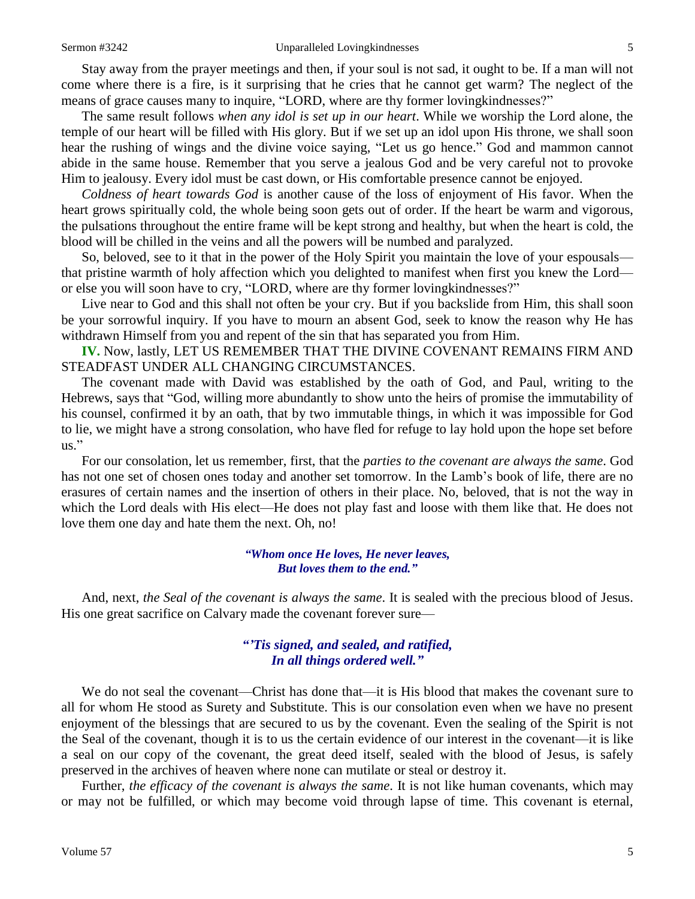Stay away from the prayer meetings and then, if your soul is not sad, it ought to be. If a man will not come where there is a fire, is it surprising that he cries that he cannot get warm? The neglect of the means of grace causes many to inquire, "LORD, where are thy former lovingkindnesses?"

The same result follows *when any idol is set up in our heart*. While we worship the Lord alone, the temple of our heart will be filled with His glory. But if we set up an idol upon His throne, we shall soon hear the rushing of wings and the divine voice saying, "Let us go hence." God and mammon cannot abide in the same house. Remember that you serve a jealous God and be very careful not to provoke Him to jealousy. Every idol must be cast down, or His comfortable presence cannot be enjoyed.

*Coldness of heart towards God* is another cause of the loss of enjoyment of His favor. When the heart grows spiritually cold, the whole being soon gets out of order. If the heart be warm and vigorous, the pulsations throughout the entire frame will be kept strong and healthy, but when the heart is cold, the blood will be chilled in the veins and all the powers will be numbed and paralyzed.

So, beloved, see to it that in the power of the Holy Spirit you maintain the love of your espousals—that pristine warmth of holy affection which you delighted to manifest when first you knew the Lord—or else you will soon have to cry, "LORD, where are thy former lovingkindnesses?"

Live near to God and this shall not often be your cry. But if you backslide from Him, this shall soon be your sorrowful inquiry. If you have to mourn an absent God, seek to know the reason why He has withdrawn Himself from you and repent of the sin that has separated you from Him.

**IV.** Now, lastly, LET US REMEMBER THAT THE DIVINE COVENANT REMAINS FIRM AND STEADFAST UNDER ALL CHANGING CIRCUMSTANCES.

The covenant made with David was established by the oath of God, and Paul, writing to the Hebrews, says that "God, willing more abundantly to show unto the heirs of promise the immutability of his counsel, confirmed it by an oath, that by two immutable things, in which it was impossible for God to lie, we might have a strong consolation, who have fled for refuge to lay hold upon the hope set before us."

For our consolation, let us remember, first, that the *parties to the covenant are always the same*. God has not one set of chosen ones today and another set tomorrow. In the Lamb's book of life, there are no erasures of certain names and the insertion of others in their place. No, beloved, that is not the way in which the Lord deals with His elect—He does not play fast and loose with them like that. He does not love them one day and hate them the next. Oh, no!

> ***"Whom once He loves, He never leaves,***
> ***But loves them to the end."***

And, next, *the Seal of the covenant is always the same*. It is sealed with the precious blood of Jesus. His one great sacrifice on Calvary made the covenant forever sure—

> ***"'Tis signed, and sealed, and ratified,***
> ***In all things ordered well."***

We do not seal the covenant—Christ has done that—it is His blood that makes the covenant sure to all for whom He stood as Surety and Substitute. This is our consolation even when we have no present enjoyment of the blessings that are secured to us by the covenant. Even the sealing of the Spirit is not the Seal of the covenant, though it is to us the certain evidence of our interest in the covenant—it is like a seal on our copy of the covenant, the great deed itself, sealed with the blood of Jesus, is safely preserved in the archives of heaven where none can mutilate or steal or destroy it.

Further, *the efficacy of the covenant is always the same*. It is not like human covenants, which may or may not be fulfilled, or which may become void through lapse of time. This covenant is eternal,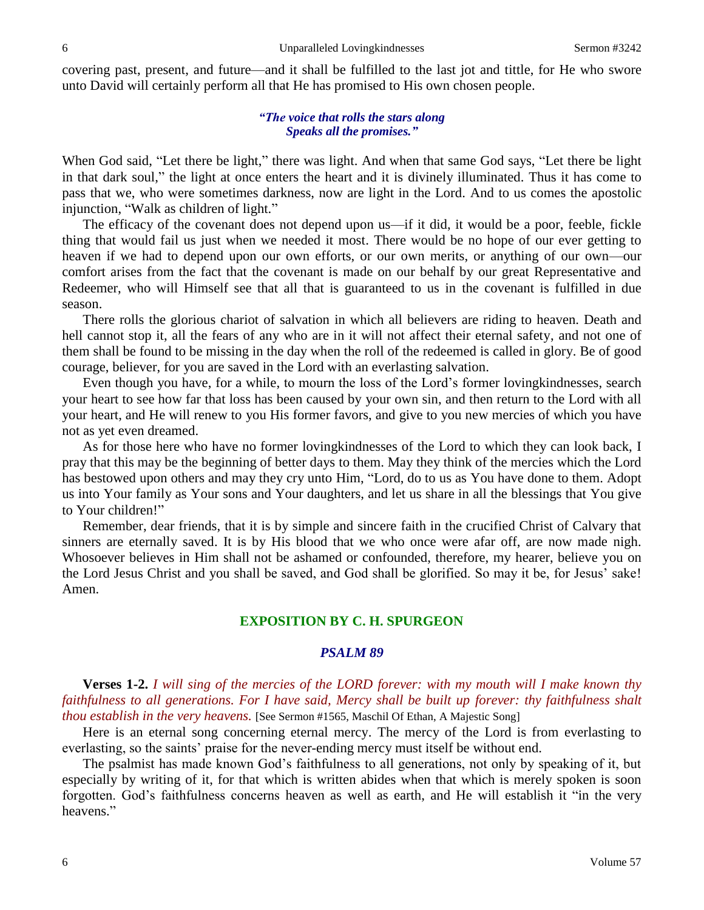covering past, present, and future—and it shall be fulfilled to the last jot and tittle, for He who swore unto David will certainly perform all that He has promised to His own chosen people.

> ***"The voice that rolls the stars along***
> ***Speaks all the promises."***

When God said, "Let there be light," there was light. And when that same God says, "Let there be light in that dark soul," the light at once enters the heart and it is divinely illuminated. Thus it has come to pass that we, who were sometimes darkness, now are light in the Lord. And to us comes the apostolic injunction, "Walk as children of light."

The efficacy of the covenant does not depend upon us—if it did, it would be a poor, feeble, fickle thing that would fail us just when we needed it most. There would be no hope of our ever getting to heaven if we had to depend upon our own efforts, or our own merits, or anything of our own—our comfort arises from the fact that the covenant is made on our behalf by our great Representative and Redeemer, who will Himself see that all that is guaranteed to us in the covenant is fulfilled in due season.

There rolls the glorious chariot of salvation in which all believers are riding to heaven. Death and hell cannot stop it, all the fears of any who are in it will not affect their eternal safety, and not one of them shall be found to be missing in the day when the roll of the redeemed is called in glory. Be of good courage, believer, for you are saved in the Lord with an everlasting salvation.

Even though you have, for a while, to mourn the loss of the Lord's former lovingkindnesses, search your heart to see how far that loss has been caused by your own sin, and then return to the Lord with all your heart, and He will renew to you His former favors, and give to you new mercies of which you have not as yet even dreamed.

As for those here who have no former lovingkindnesses of the Lord to which they can look back, I pray that this may be the beginning of better days to them. May they think of the mercies which the Lord has bestowed upon others and may they cry unto Him, "Lord, do to us as You have done to them. Adopt us into Your family as Your sons and Your daughters, and let us share in all the blessings that You give to Your children!"

Remember, dear friends, that it is by simple and sincere faith in the crucified Christ of Calvary that sinners are eternally saved. It is by His blood that we who once were afar off, are now made nigh. Whosoever believes in Him shall not be ashamed or confounded, therefore, my hearer, believe you on the Lord Jesus Christ and you shall be saved, and God shall be glorified. So may it be, for Jesus' sake! Amen.

## EXPOSITION BY C. H. SPURGEON

### *PSALM 89*

**Verses 1-2.** *I will sing of the mercies of the LORD forever: with my mouth will I make known thy faithfulness to all generations. For I have said, Mercy shall be built up forever: thy faithfulness shalt thou establish in the very heavens.* [See Sermon #1565, Maschil Of Ethan, A Majestic Song]

Here is an eternal song concerning eternal mercy. The mercy of the Lord is from everlasting to everlasting, so the saints' praise for the never-ending mercy must itself be without end.

The psalmist has made known God's faithfulness to all generations, not only by speaking of it, but especially by writing of it, for that which is written abides when that which is merely spoken is soon forgotten. God's faithfulness concerns heaven as well as earth, and He will establish it "in the very heavens."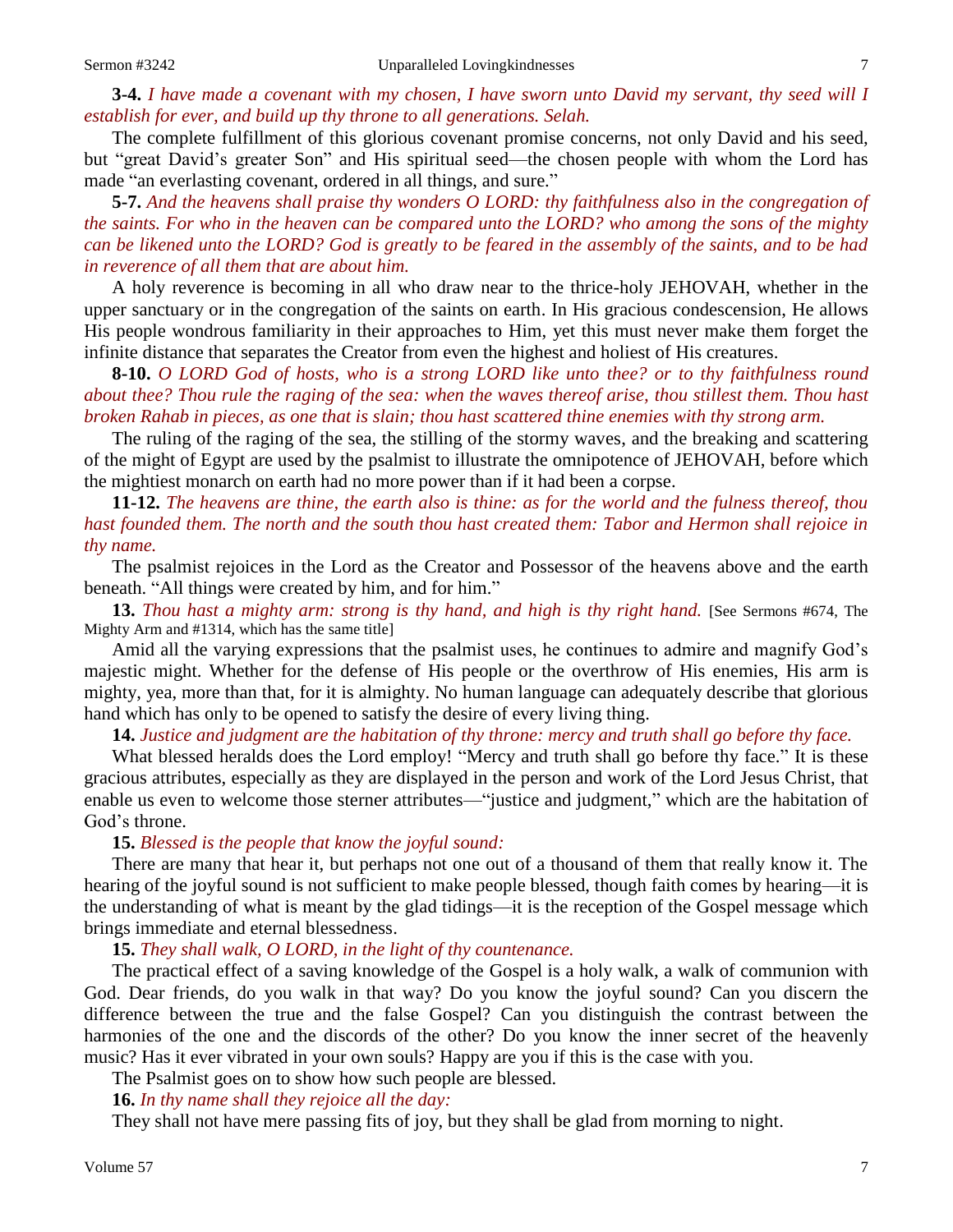**3-4.** *I have made a covenant with my chosen, I have sworn unto David my servant, thy seed will I establish for ever, and build up thy throne to all generations. Selah.*

The complete fulfillment of this glorious covenant promise concerns, not only David and his seed, but "great David's greater Son" and His spiritual seed—the chosen people with whom the Lord has made "an everlasting covenant, ordered in all things, and sure."

**5-7.** *And the heavens shall praise thy wonders O LORD: thy faithfulness also in the congregation of the saints. For who in the heaven can be compared unto the LORD? who among the sons of the mighty can be likened unto the LORD? God is greatly to be feared in the assembly of the saints, and to be had in reverence of all them that are about him.*

A holy reverence is becoming in all who draw near to the thrice-holy JEHOVAH, whether in the upper sanctuary or in the congregation of the saints on earth. In His gracious condescension, He allows His people wondrous familiarity in their approaches to Him, yet this must never make them forget the infinite distance that separates the Creator from even the highest and holiest of His creatures.

**8-10.** *O LORD God of hosts, who is a strong LORD like unto thee? or to thy faithfulness round about thee? Thou rule the raging of the sea: when the waves thereof arise, thou stillest them. Thou hast broken Rahab in pieces, as one that is slain; thou hast scattered thine enemies with thy strong arm.*

The ruling of the raging of the sea, the stilling of the stormy waves, and the breaking and scattering of the might of Egypt are used by the psalmist to illustrate the omnipotence of JEHOVAH, before which the mightiest monarch on earth had no more power than if it had been a corpse.

**11-12.** *The heavens are thine, the earth also is thine: as for the world and the fulness thereof, thou hast founded them. The north and the south thou hast created them: Tabor and Hermon shall rejoice in thy name.*

The psalmist rejoices in the Lord as the Creator and Possessor of the heavens above and the earth beneath. "All things were created by him, and for him."

**13.** *Thou hast a mighty arm: strong is thy hand, and high is thy right hand.* [See Sermons #674, The Mighty Arm and #1314, which has the same title]

Amid all the varying expressions that the psalmist uses, he continues to admire and magnify God's majestic might. Whether for the defense of His people or the overthrow of His enemies, His arm is mighty, yea, more than that, for it is almighty. No human language can adequately describe that glorious hand which has only to be opened to satisfy the desire of every living thing.

**14.** *Justice and judgment are the habitation of thy throne: mercy and truth shall go before thy face.*

What blessed heralds does the Lord employ! "Mercy and truth shall go before thy face." It is these gracious attributes, especially as they are displayed in the person and work of the Lord Jesus Christ, that enable us even to welcome those sterner attributes—"justice and judgment," which are the habitation of God's throne.

**15.** *Blessed is the people that know the joyful sound:*

There are many that hear it, but perhaps not one out of a thousand of them that really know it. The hearing of the joyful sound is not sufficient to make people blessed, though faith comes by hearing—it is the understanding of what is meant by the glad tidings—it is the reception of the Gospel message which brings immediate and eternal blessedness.

**15.** *They shall walk, O LORD, in the light of thy countenance.*

The practical effect of a saving knowledge of the Gospel is a holy walk, a walk of communion with God. Dear friends, do you walk in that way? Do you know the joyful sound? Can you discern the difference between the true and the false Gospel? Can you distinguish the contrast between the harmonies of the one and the discords of the other? Do you know the inner secret of the heavenly music? Has it ever vibrated in your own souls? Happy are you if this is the case with you.

The Psalmist goes on to show how such people are blessed.

**16.** *In thy name shall they rejoice all the day:*

They shall not have mere passing fits of joy, but they shall be glad from morning to night.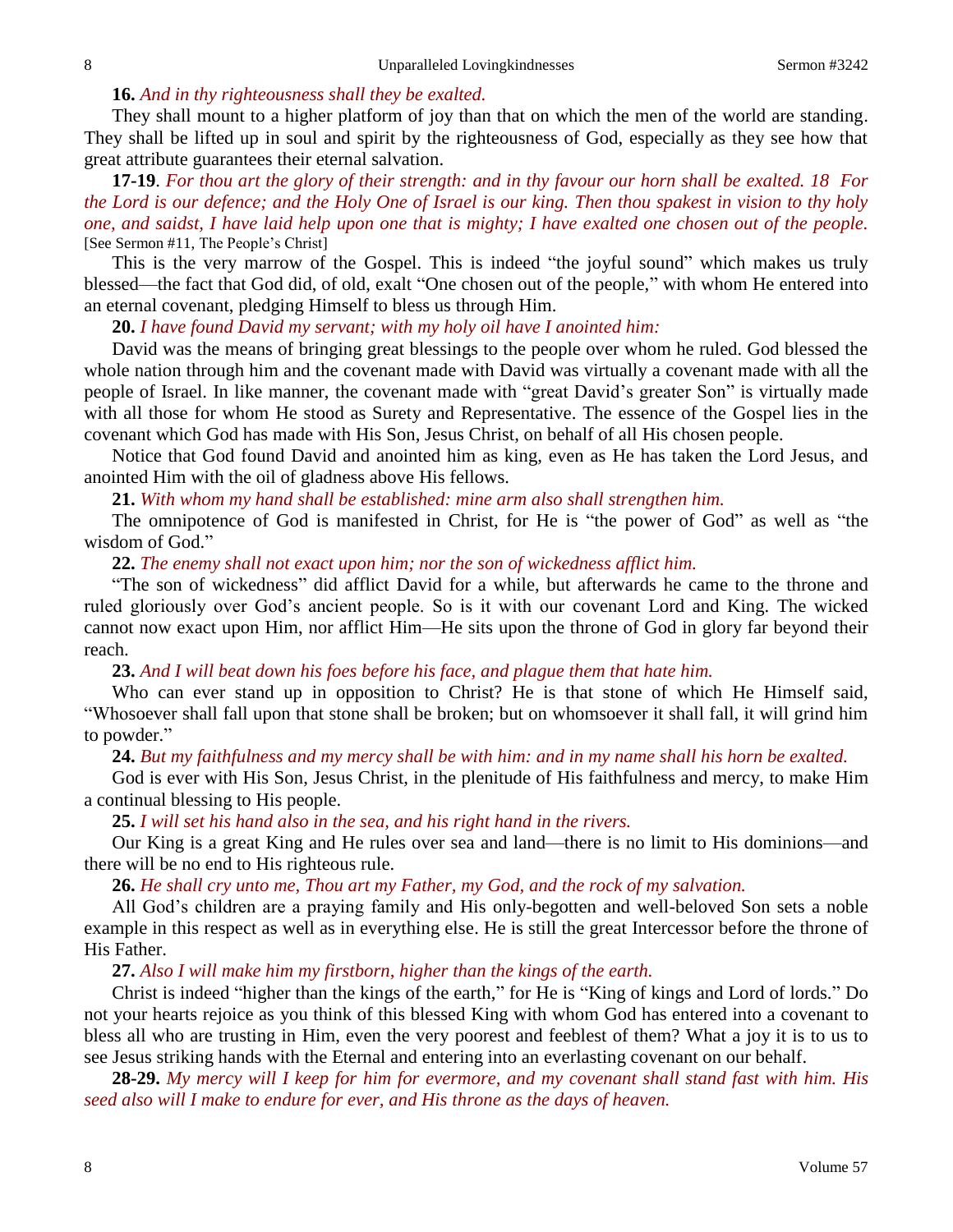**16.** *And in thy righteousness shall they be exalted.*

They shall mount to a higher platform of joy than that on which the men of the world are standing. They shall be lifted up in soul and spirit by the righteousness of God, especially as they see how that great attribute guarantees their eternal salvation.

**17-19**. *For thou art the glory of their strength: and in thy favour our horn shall be exalted. 18 For the Lord is our defence; and the Holy One of Israel is our king. Then thou spakest in vision to thy holy one, and saidst, I have laid help upon one that is mighty; I have exalted one chosen out of the people.* [See Sermon #11, The People's Christ]

This is the very marrow of the Gospel. This is indeed "the joyful sound" which makes us truly blessed—the fact that God did, of old, exalt "One chosen out of the people," with whom He entered into an eternal covenant, pledging Himself to bless us through Him.

**20.** *I have found David my servant; with my holy oil have I anointed him:*

David was the means of bringing great blessings to the people over whom he ruled. God blessed the whole nation through him and the covenant made with David was virtually a covenant made with all the people of Israel. In like manner, the covenant made with "great David's greater Son" is virtually made with all those for whom He stood as Surety and Representative. The essence of the Gospel lies in the covenant which God has made with His Son, Jesus Christ, on behalf of all His chosen people.

Notice that God found David and anointed him as king, even as He has taken the Lord Jesus, and anointed Him with the oil of gladness above His fellows.

**21.** *With whom my hand shall be established: mine arm also shall strengthen him.*

The omnipotence of God is manifested in Christ, for He is "the power of God" as well as "the wisdom of God."

**22.** *The enemy shall not exact upon him; nor the son of wickedness afflict him.*

"The son of wickedness" did afflict David for a while, but afterwards he came to the throne and ruled gloriously over God's ancient people. So is it with our covenant Lord and King. The wicked cannot now exact upon Him, nor afflict Him—He sits upon the throne of God in glory far beyond their reach.

**23.** *And I will beat down his foes before his face, and plague them that hate him.*

Who can ever stand up in opposition to Christ? He is that stone of which He Himself said, "Whosoever shall fall upon that stone shall be broken; but on whomsoever it shall fall, it will grind him to powder."

**24.** *But my faithfulness and my mercy shall be with him: and in my name shall his horn be exalted.*

God is ever with His Son, Jesus Christ, in the plenitude of His faithfulness and mercy, to make Him a continual blessing to His people.

**25.** *I will set his hand also in the sea, and his right hand in the rivers.*

Our King is a great King and He rules over sea and land—there is no limit to His dominions—and there will be no end to His righteous rule.

**26.** *He shall cry unto me, Thou art my Father, my God, and the rock of my salvation.*

All God's children are a praying family and His only-begotten and well-beloved Son sets a noble example in this respect as well as in everything else. He is still the great Intercessor before the throne of His Father.

**27.** *Also I will make him my firstborn, higher than the kings of the earth.*

Christ is indeed "higher than the kings of the earth," for He is "King of kings and Lord of lords." Do not your hearts rejoice as you think of this blessed King with whom God has entered into a covenant to bless all who are trusting in Him, even the very poorest and feeblest of them? What a joy it is to us to see Jesus striking hands with the Eternal and entering into an everlasting covenant on our behalf.

**28-29.** *My mercy will I keep for him for evermore, and my covenant shall stand fast with him. His seed also will I make to endure for ever, and His throne as the days of heaven.*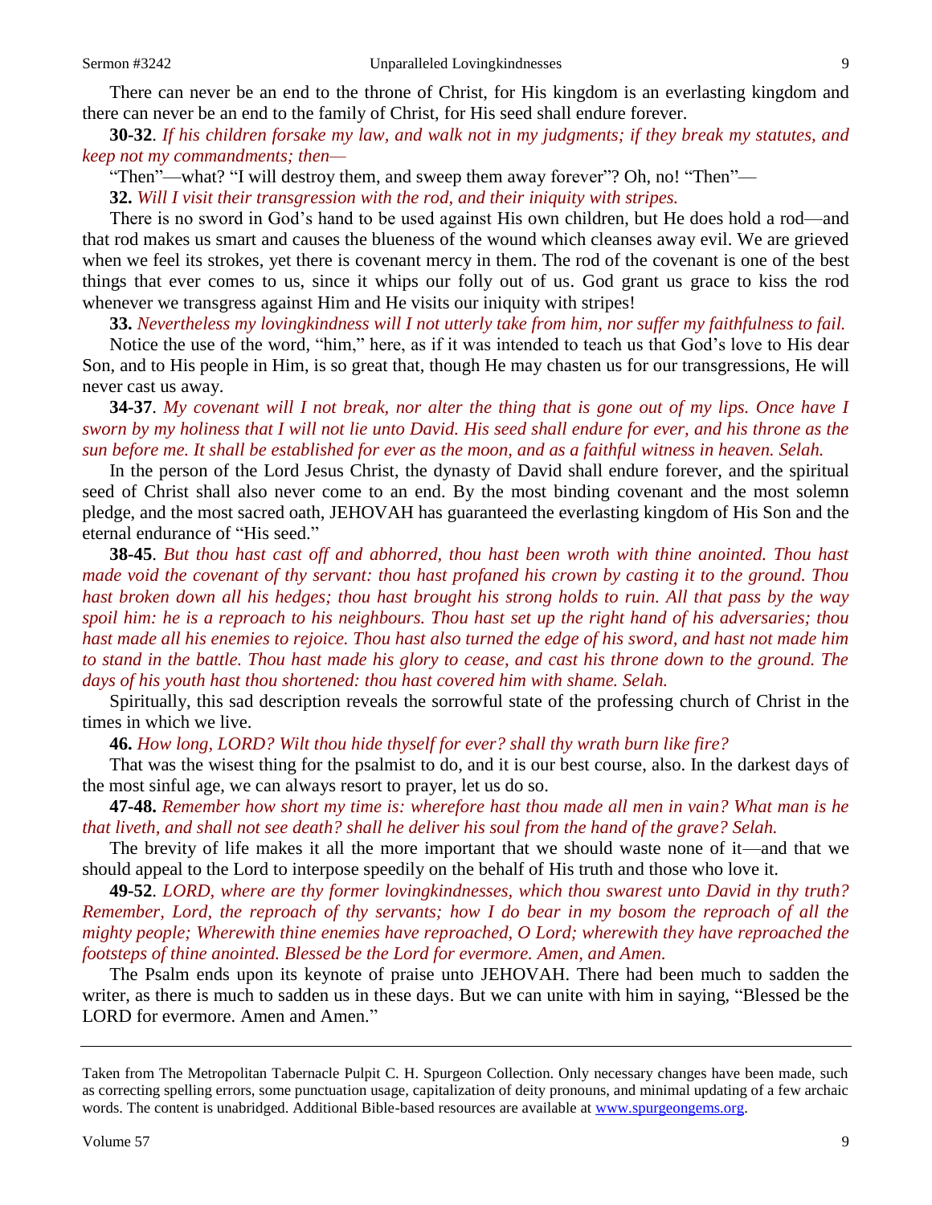There can never be an end to the throne of Christ, for His kingdom is an everlasting kingdom and there can never be an end to the family of Christ, for His seed shall endure forever.

**30-32**. *If his children forsake my law, and walk not in my judgments; if they break my statutes, and keep not my commandments; then—*

"Then"—what? "I will destroy them, and sweep them away forever"? Oh, no! "Then"—

**32.** *Will I visit their transgression with the rod, and their iniquity with stripes.*

There is no sword in God's hand to be used against His own children, but He does hold a rod—and that rod makes us smart and causes the blueness of the wound which cleanses away evil. We are grieved when we feel its strokes, yet there is covenant mercy in them. The rod of the covenant is one of the best things that ever comes to us, since it whips our folly out of us. God grant us grace to kiss the rod whenever we transgress against Him and He visits our iniquity with stripes!

**33.** *Nevertheless my lovingkindness will I not utterly take from him, nor suffer my faithfulness to fail.*

Notice the use of the word, "him," here, as if it was intended to teach us that God's love to His dear Son, and to His people in Him, is so great that, though He may chasten us for our transgressions, He will never cast us away.

**34-37**. *My covenant will I not break, nor alter the thing that is gone out of my lips. Once have I sworn by my holiness that I will not lie unto David. His seed shall endure for ever, and his throne as the sun before me. It shall be established for ever as the moon, and as a faithful witness in heaven. Selah.*

In the person of the Lord Jesus Christ, the dynasty of David shall endure forever, and the spiritual seed of Christ shall also never come to an end. By the most binding covenant and the most solemn pledge, and the most sacred oath, JEHOVAH has guaranteed the everlasting kingdom of His Son and the eternal endurance of "His seed."

**38-45**. *But thou hast cast off and abhorred, thou hast been wroth with thine anointed. Thou hast made void the covenant of thy servant: thou hast profaned his crown by casting it to the ground. Thou hast broken down all his hedges; thou hast brought his strong holds to ruin. All that pass by the way spoil him: he is a reproach to his neighbours. Thou hast set up the right hand of his adversaries; thou hast made all his enemies to rejoice. Thou hast also turned the edge of his sword, and hast not made him to stand in the battle. Thou hast made his glory to cease, and cast his throne down to the ground. The days of his youth hast thou shortened: thou hast covered him with shame. Selah.*

Spiritually, this sad description reveals the sorrowful state of the professing church of Christ in the times in which we live.

**46.** *How long, LORD? Wilt thou hide thyself for ever? shall thy wrath burn like fire?*

That was the wisest thing for the psalmist to do, and it is our best course, also. In the darkest days of the most sinful age, we can always resort to prayer, let us do so.

**47-48.** *Remember how short my time is: wherefore hast thou made all men in vain? What man is he that liveth, and shall not see death? shall he deliver his soul from the hand of the grave? Selah.*

The brevity of life makes it all the more important that we should waste none of it—and that we should appeal to the Lord to interpose speedily on the behalf of His truth and those who love it.

**49-52**. *LORD, where are thy former lovingkindnesses, which thou swarest unto David in thy truth? Remember, Lord, the reproach of thy servants; how I do bear in my bosom the reproach of all the mighty people; Wherewith thine enemies have reproached, O Lord; wherewith they have reproached the footsteps of thine anointed. Blessed be the Lord for evermore. Amen, and Amen.*

The Psalm ends upon its keynote of praise unto JEHOVAH. There had been much to sadden the writer, as there is much to sadden us in these days. But we can unite with him in saying, "Blessed be the LORD for evermore. Amen and Amen."

---

Taken from The Metropolitan Tabernacle Pulpit C. H. Spurgeon Collection. Only necessary changes have been made, such as correcting spelling errors, some punctuation usage, capitalization of deity pronouns, and minimal updating of a few archaic words. The content is unabridged. Additional Bible-based resources are available at www.spurgeongems.org.